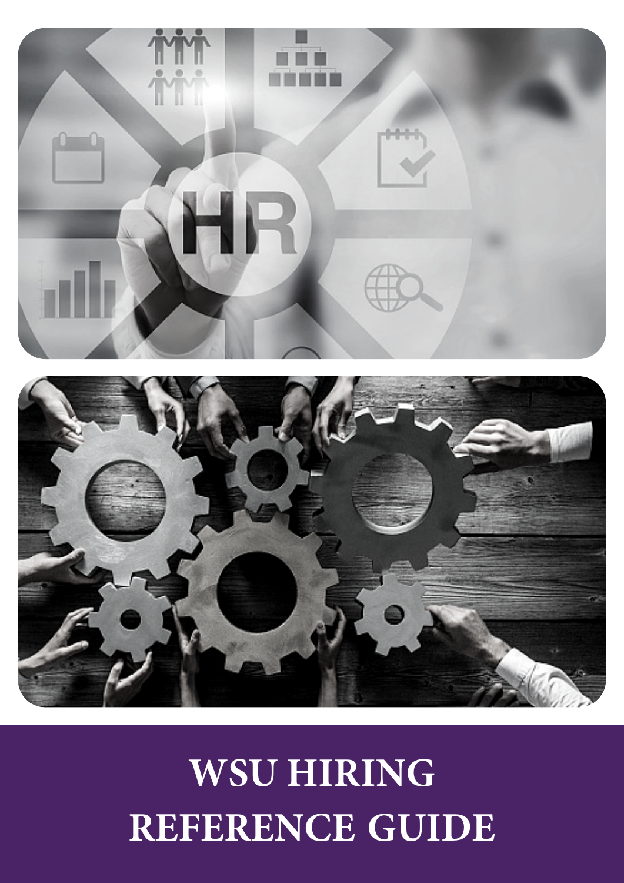# WSU HIRING REFERENCE GUIDE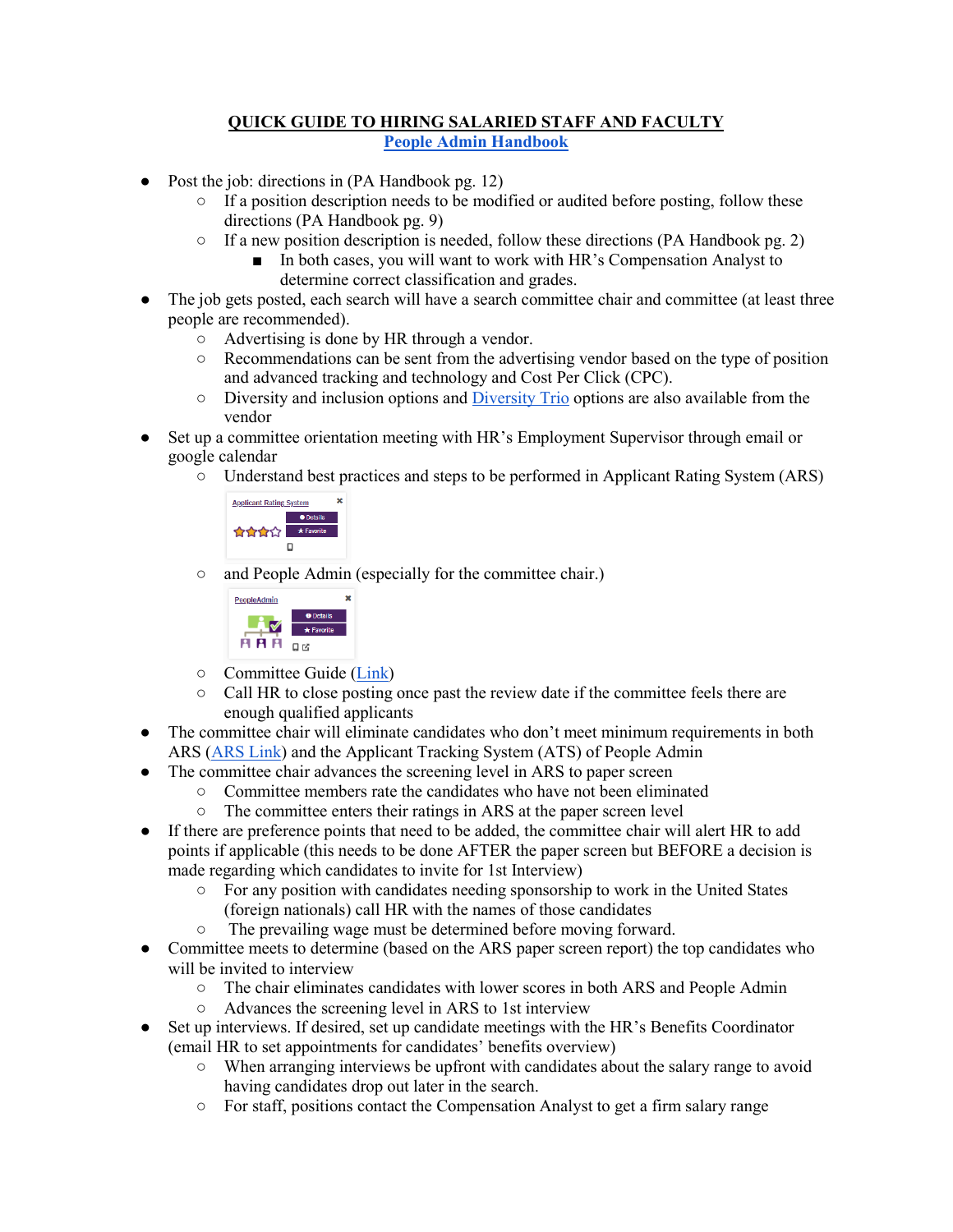**QUICK GUIDE TO HIRING SALARIED STAFF AND FACULTY**

**People Admin Handbook**

- Post the job: directions in (PA Handbook pg. 12)
  - If a position description needs to be modified or audited before posting, follow these directions (PA Handbook pg. 9)
  - If a new position description is needed, follow these directions (PA Handbook pg. 2)
    - In both cases, you will want to work with HR's Compensation Analyst to determine correct classification and grades.
- The job gets posted, each search will have a search committee chair and committee (at least three people are recommended).
  - Advertising is done by HR through a vendor.
  - Recommendations can be sent from the advertising vendor based on the type of position and advanced tracking and technology and Cost Per Click (CPC).
  - Diversity and inclusion options and Diversity Trio options are also available from the vendor
- Set up a committee orientation meeting with HR's Employment Supervisor through email or google calendar
  - Understand best practices and steps to be performed in Applicant Rating System (ARS)
  - and People Admin (especially for the committee chair.)
  - Committee Guide (Link)
  - Call HR to close posting once past the review date if the committee feels there are enough qualified applicants
- The committee chair will eliminate candidates who don't meet minimum requirements in both ARS (ARS Link) and the Applicant Tracking System (ATS) of People Admin
- The committee chair advances the screening level in ARS to paper screen
  - Committee members rate the candidates who have not been eliminated
  - The committee enters their ratings in ARS at the paper screen level
- If there are preference points that need to be added, the committee chair will alert HR to add points if applicable (this needs to be done AFTER the paper screen but BEFORE a decision is made regarding which candidates to invite for 1st Interview)
  - For any position with candidates needing sponsorship to work in the United States (foreign nationals) call HR with the names of those candidates
  - The prevailing wage must be determined before moving forward.
- Committee meets to determine (based on the ARS paper screen report) the top candidates who will be invited to interview
  - The chair eliminates candidates with lower scores in both ARS and People Admin
  - Advances the screening level in ARS to 1st interview
- Set up interviews. If desired, set up candidate meetings with the HR's Benefits Coordinator (email HR to set appointments for candidates' benefits overview)
  - When arranging interviews be upfront with candidates about the salary range to avoid having candidates drop out later in the search.
  - For staff, positions contact the Compensation Analyst to get a firm salary range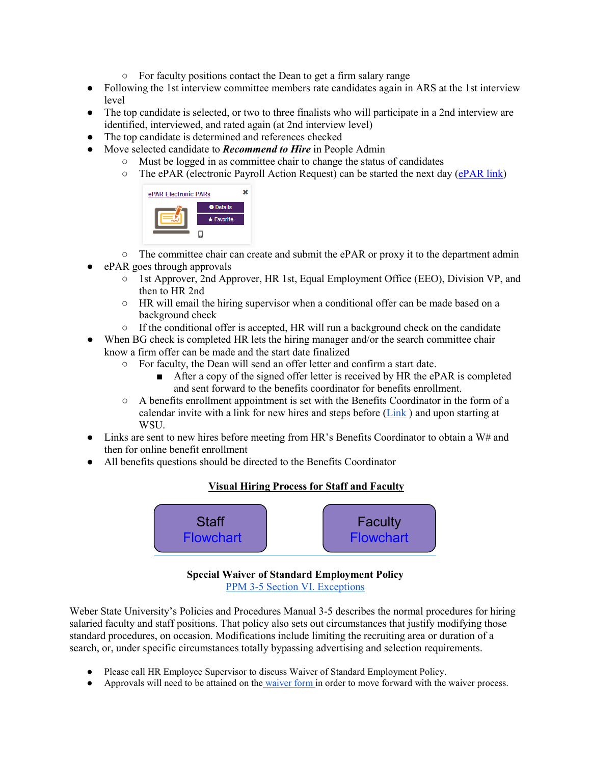- For faculty positions contact the Dean to get a firm salary range
- Following the 1st interview committee members rate candidates again in ARS at the 1st interview level
- The top candidate is selected, or two to three finalists who will participate in a 2nd interview are identified, interviewed, and rated again (at 2nd interview level)
- The top candidate is determined and references checked
- Move selected candidate to ***Recommend to Hire*** in People Admin
  - Must be logged in as committee chair to change the status of candidates
  - The ePAR (electronic Payroll Action Request) can be started the next day (ePAR link)

    ePAR Electronic PARs
    Details
    Favorite

  - The committee chair can create and submit the ePAR or proxy it to the department admin
- ePAR goes through approvals
  - 1st Approver, 2nd Approver, HR 1st, Equal Employment Office (EEO), Division VP, and then to HR 2nd
  - HR will email the hiring supervisor when a conditional offer can be made based on a background check
  - If the conditional offer is accepted, HR will run a background check on the candidate
- When BG check is completed HR lets the hiring manager and/or the search committee chair know a firm offer can be made and the start date finalized
  - For faculty, the Dean will send an offer letter and confirm a start date.
    - After a copy of the signed offer letter is received by HR the ePAR is completed and sent forward to the benefits coordinator for benefits enrollment.
  - A benefits enrollment appointment is set with the Benefits Coordinator in the form of a calendar invite with a link for new hires and steps before (Link ) and upon starting at WSU.
- Links are sent to new hires before meeting from HR's Benefits Coordinator to obtain a W# and then for online benefit enrollment
- All benefits questions should be directed to the Benefits Coordinator

**Visual Hiring Process for Staff and Faculty**

Staff Flowchart

Faculty Flowchart

**Special Waiver of Standard Employment Policy**

PPM 3-5 Section VI. Exceptions

Weber State University's Policies and Procedures Manual 3-5 describes the normal procedures for hiring salaried faculty and staff positions. That policy also sets out circumstances that justify modifying those standard procedures, on occasion. Modifications include limiting the recruiting area or duration of a search, or, under specific circumstances totally bypassing advertising and selection requirements.

- Please call HR Employee Supervisor to discuss Waiver of Standard Employment Policy.
- Approvals will need to be attained on the waiver form in order to move forward with the waiver process.